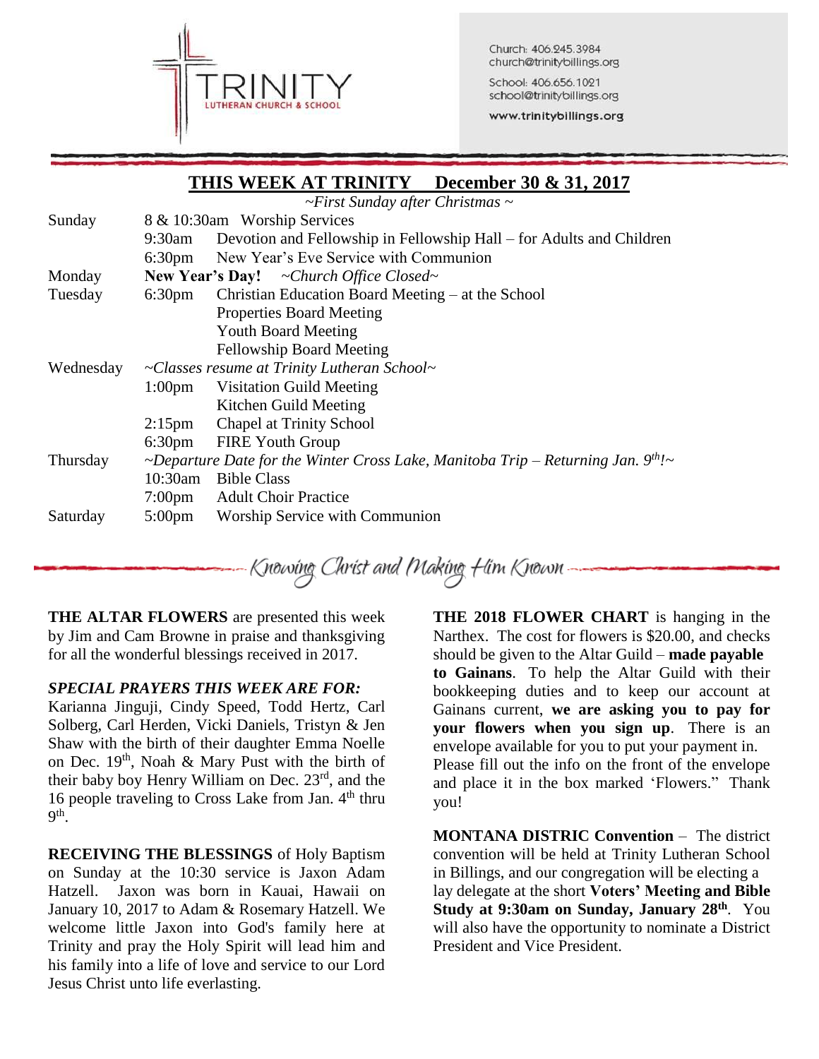TRINITY LUTHERAN CHURCH & SCHOOL

Church: 406.245.3984
church@trinitybillings.org

School: 406.656.1021
school@trinitybillings.org

www.trinitybillings.org

## THIS WEEK AT TRINITY December 30 & 31, 2017

*~First Sunday after Christmas ~*

| Day | Time | Event |
|---|---|---|
| Sunday | 8 & 10:30am | Worship Services |
| | 9:30am | Devotion and Fellowship in Fellowship Hall – for Adults and Children |
| | 6:30pm | New Year's Eve Service with Communion |
| Monday | **New Year's Day!** | *~Church Office Closed~* |
| Tuesday | 6:30pm | Christian Education Board Meeting – at the School |
| | | Properties Board Meeting |
| | | Youth Board Meeting |
| | | Fellowship Board Meeting |
| Wednesday | *~Classes resume at Trinity Lutheran School~* | |
| | 1:00pm | Visitation Guild Meeting |
| | | Kitchen Guild Meeting |
| | 2:15pm | Chapel at Trinity School |
| | 6:30pm | FIRE Youth Group |
| Thursday | *~Departure Date for the Winter Cross Lake, Manitoba Trip – Returning Jan. 9th!~* | |
| | 10:30am | Bible Class |
| | 7:00pm | Adult Choir Practice |
| Saturday | 5:00pm | Worship Service with Communion |

*Knowing Christ and Making Him Known*

**THE ALTAR FLOWERS** are presented this week by Jim and Cam Browne in praise and thanksgiving for all the wonderful blessings received in 2017.

***SPECIAL PRAYERS THIS WEEK ARE FOR:***
Karianna Jinguji, Cindy Speed, Todd Hertz, Carl Solberg, Carl Herden, Vicki Daniels, Tristyn & Jen Shaw with the birth of their daughter Emma Noelle on Dec. 19th, Noah & Mary Pust with the birth of their baby boy Henry William on Dec. 23rd, and the 16 people traveling to Cross Lake from Jan. 4th thru 9th.

**RECEIVING THE BLESSINGS** of Holy Baptism on Sunday at the 10:30 service is Jaxon Adam Hatzell. Jaxon was born in Kauai, Hawaii on January 10, 2017 to Adam & Rosemary Hatzell. We welcome little Jaxon into God's family here at Trinity and pray the Holy Spirit will lead him and his family into a life of love and service to our Lord Jesus Christ unto life everlasting.

**THE 2018 FLOWER CHART** is hanging in the Narthex. The cost for flowers is $20.00, and checks should be given to the Altar Guild – **made payable to Gainans**. To help the Altar Guild with their bookkeeping duties and to keep our account at Gainans current, **we are asking you to pay for your flowers when you sign up**. There is an envelope available for you to put your payment in. Please fill out the info on the front of the envelope and place it in the box marked 'Flowers." Thank you!

**MONTANA DISTRIC Convention** – The district convention will be held at Trinity Lutheran School in Billings, and our congregation will be electing a lay delegate at the short **Voters' Meeting and Bible Study at 9:30am on Sunday, January 28th**. You will also have the opportunity to nominate a District President and Vice President.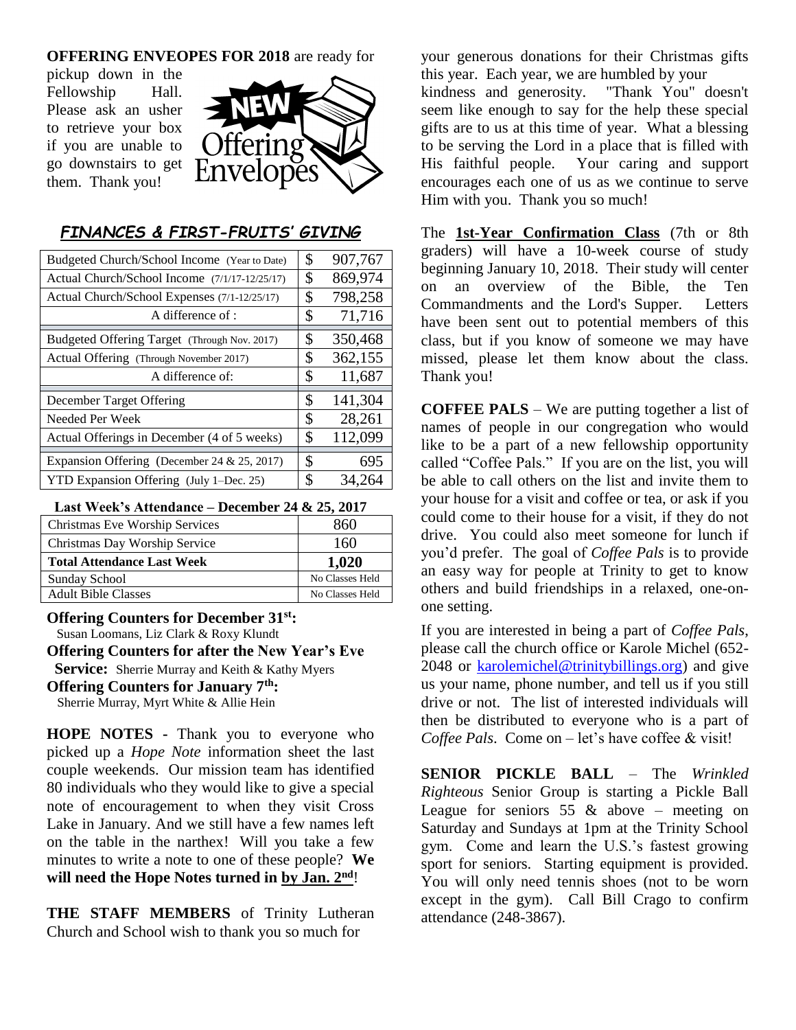**OFFERING ENVEOPES FOR 2018** are ready for pickup down in the Fellowship Hall. Please ask an usher to retrieve your box if you are unable to go downstairs to get them. Thank you!

NEW Offering Envelopes

## *FINANCES & FIRST-FRUITS' GIVING*

| | | |
|---|---|---|
| Budgeted Church/School Income (Year to Date) | $ | 907,767 |
| Actual Church/School Income (7/1/17-12/25/17) | $ | 869,974 |
| Actual Church/School Expenses (7/1-12/25/17) | $ | 798,258 |
| A difference of : | $ | 71,716 |
| Budgeted Offering Target (Through Nov. 2017) | $ | 350,468 |
| Actual Offering (Through November 2017) | $ | 362,155 |
| A difference of: | $ | 11,687 |
| December Target Offering | $ | 141,304 |
| Needed Per Week | $ | 28,261 |
| Actual Offerings in December (4 of 5 weeks) | $ | 112,099 |
| Expansion Offering (December 24 & 25, 2017) | $ | 695 |
| YTD Expansion Offering (July 1–Dec. 25) | $ | 34,264 |

**Last Week's Attendance – December 24 & 25, 2017**

| | |
|---|---|
| Christmas Eve Worship Services | 860 |
| Christmas Day Worship Service | 160 |
| **Total Attendance Last Week** | **1,020** |
| Sunday School | No Classes Held |
| Adult Bible Classes | No Classes Held |

**Offering Counters for December 31st:**
Susan Loomans, Liz Clark & Roxy Klundt

**Offering Counters for after the New Year's Eve Service:** Sherrie Murray and Keith & Kathy Myers

**Offering Counters for January 7th:**
Sherrie Murray, Myrt White & Allie Hein

**HOPE NOTES -** Thank you to everyone who picked up a *Hope Note* information sheet the last couple weekends. Our mission team has identified 80 individuals who they would like to give a special note of encouragement to when they visit Cross Lake in January. And we still have a few names left on the table in the narthex! Will you take a few minutes to write a note to one of these people? **We will need the Hope Notes turned in by Jan. 2nd!**

**THE STAFF MEMBERS** of Trinity Lutheran Church and School wish to thank you so much for your generous donations for their Christmas gifts this year. Each year, we are humbled by your kindness and generosity. "Thank You" doesn't seem like enough to say for the help these special gifts are to us at this time of year. What a blessing to be serving the Lord in a place that is filled with His faithful people. Your caring and support encourages each one of us as we continue to serve Him with you. Thank you so much!

The **1st-Year Confirmation Class** (7th or 8th graders) will have a 10-week course of study beginning January 10, 2018. Their study will center on an overview of the Bible, the Ten Commandments and the Lord's Supper. Letters have been sent out to potential members of this class, but if you know of someone we may have missed, please let them know about the class. Thank you!

**COFFEE PALS** – We are putting together a list of names of people in our congregation who would like to be a part of a new fellowship opportunity called "Coffee Pals." If you are on the list, you will be able to call others on the list and invite them to your house for a visit and coffee or tea, or ask if you could come to their house for a visit, if they do not drive. You could also meet someone for lunch if you'd prefer. The goal of *Coffee Pals* is to provide an easy way for people at Trinity to get to know others and build friendships in a relaxed, one-on-one setting.

If you are interested in being a part of *Coffee Pals*, please call the church office or Karole Michel (652-2048 or karolemichel@trinitybillings.org) and give us your name, phone number, and tell us if you still drive or not. The list of interested individuals will then be distributed to everyone who is a part of *Coffee Pals*. Come on – let's have coffee & visit!

**SENIOR PICKLE BALL** – The *Wrinkled Righteous* Senior Group is starting a Pickle Ball League for seniors 55 & above – meeting on Saturday and Sundays at 1pm at the Trinity School gym. Come and learn the U.S.'s fastest growing sport for seniors. Starting equipment is provided. You will only need tennis shoes (not to be worn except in the gym). Call Bill Crago to confirm attendance (248-3867).